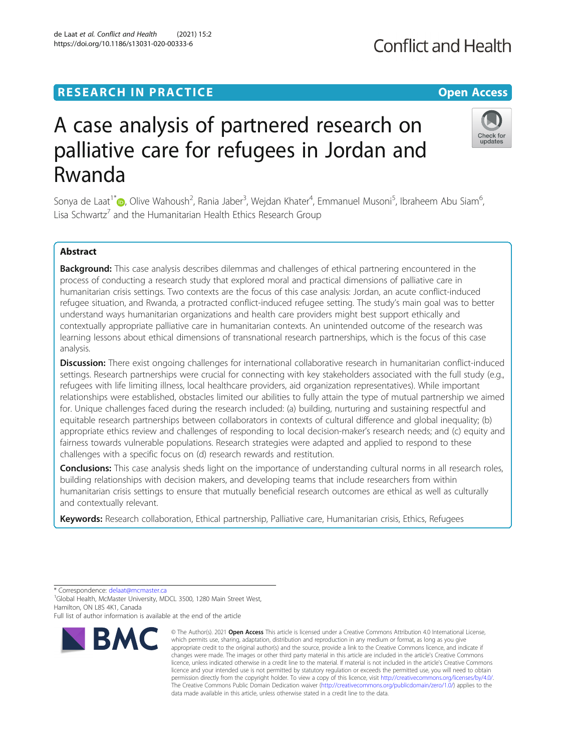RESEARCH IN PRACTICE

Open Access

# A case analysis of partnered research on palliative care for refugees in Jordan and Rwanda

Sonya de Laat[1*], Olive Wahoush[2], Rania Jaber[3], Wejdan Khater[4], Emmanuel Musoni[5], Ibraheem Abu Siam[6], Lisa Schwartz[7] and the Humanitarian Health Ethics Research Group

## Abstract

**Background:** This case analysis describes dilemmas and challenges of ethical partnering encountered in the process of conducting a research study that explored moral and practical dimensions of palliative care in humanitarian crisis settings. Two contexts are the focus of this case analysis: Jordan, an acute conflict-induced refugee situation, and Rwanda, a protracted conflict-induced refugee setting. The study's main goal was to better understand ways humanitarian organizations and health care providers might best support ethically and contextually appropriate palliative care in humanitarian contexts. An unintended outcome of the research was learning lessons about ethical dimensions of transnational research partnerships, which is the focus of this case analysis.

**Discussion:** There exist ongoing challenges for international collaborative research in humanitarian conflict-induced settings. Research partnerships were crucial for connecting with key stakeholders associated with the full study (e.g., refugees with life limiting illness, local healthcare providers, aid organization representatives). While important relationships were established, obstacles limited our abilities to fully attain the type of mutual partnership we aimed for. Unique challenges faced during the research included: (a) building, nurturing and sustaining respectful and equitable research partnerships between collaborators in contexts of cultural difference and global inequality; (b) appropriate ethics review and challenges of responding to local decision-maker's research needs; and (c) equity and fairness towards vulnerable populations. Research strategies were adapted and applied to respond to these challenges with a specific focus on (d) research rewards and restitution.

**Conclusions:** This case analysis sheds light on the importance of understanding cultural norms in all research roles, building relationships with decision makers, and developing teams that include researchers from within humanitarian crisis settings to ensure that mutually beneficial research outcomes are ethical as well as culturally and contextually relevant.

**Keywords:** Research collaboration, Ethical partnership, Palliative care, Humanitarian crisis, Ethics, Refugees

\* Correspondence: delaat@mcmaster.ca
[1]Global Health, McMaster University, MDCL 3500, 1280 Main Street West, Hamilton, ON L8S 4K1, Canada
Full list of author information is available at the end of the article

© The Author(s). 2021 **Open Access** This article is licensed under a Creative Commons Attribution 4.0 International License, which permits use, sharing, adaptation, distribution and reproduction in any medium or format, as long as you give appropriate credit to the original author(s) and the source, provide a link to the Creative Commons licence, and indicate if changes were made. The images or other third party material in this article are included in the article's Creative Commons licence, unless indicated otherwise in a credit line to the material. If material is not included in the article's Creative Commons licence and your intended use is not permitted by statutory regulation or exceeds the permitted use, you will need to obtain permission directly from the copyright holder. To view a copy of this licence, visit http://creativecommons.org/licenses/by/4.0/. The Creative Commons Public Domain Dedication waiver (http://creativecommons.org/publicdomain/zero/1.0/) applies to the data made available in this article, unless otherwise stated in a credit line to the data.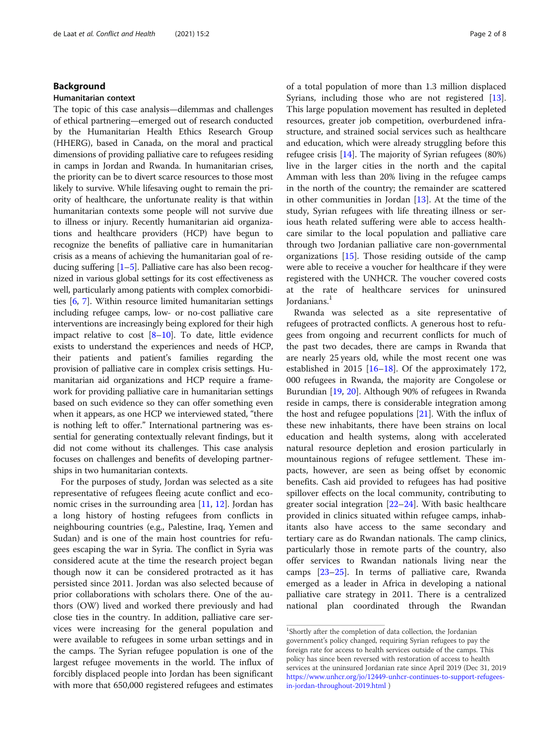## Background

### Humanitarian context

The topic of this case analysis—dilemmas and challenges of ethical partnering—emerged out of research conducted by the Humanitarian Health Ethics Research Group (HHERG), based in Canada, on the moral and practical dimensions of providing palliative care to refugees residing in camps in Jordan and Rwanda. In humanitarian crises, the priority can be to divert scarce resources to those most likely to survive. While lifesaving ought to remain the priority of healthcare, the unfortunate reality is that within humanitarian contexts some people will not survive due to illness or injury. Recently humanitarian aid organizations and healthcare providers (HCP) have begun to recognize the benefits of palliative care in humanitarian crisis as a means of achieving the humanitarian goal of reducing suffering [1–5]. Palliative care has also been recognized in various global settings for its cost effectiveness as well, particularly among patients with complex comorbidities [6, 7]. Within resource limited humanitarian settings including refugee camps, low- or no-cost palliative care interventions are increasingly being explored for their high impact relative to cost [8–10]. To date, little evidence exists to understand the experiences and needs of HCP, their patients and patient's families regarding the provision of palliative care in complex crisis settings. Humanitarian aid organizations and HCP require a framework for providing palliative care in humanitarian settings based on such evidence so they can offer something even when it appears, as one HCP we interviewed stated, "there is nothing left to offer." International partnering was essential for generating contextually relevant findings, but it did not come without its challenges. This case analysis focuses on challenges and benefits of developing partnerships in two humanitarian contexts.

For the purposes of study, Jordan was selected as a site representative of refugees fleeing acute conflict and economic crises in the surrounding area [11, 12]. Jordan has a long history of hosting refugees from conflicts in neighbouring countries (e.g., Palestine, Iraq, Yemen and Sudan) and is one of the main host countries for refugees escaping the war in Syria. The conflict in Syria was considered acute at the time the research project began though now it can be considered protracted as it has persisted since 2011. Jordan was also selected because of prior collaborations with scholars there. One of the authors (OW) lived and worked there previously and had close ties in the country. In addition, palliative care services were increasing for the general population and were available to refugees in some urban settings and in the camps. The Syrian refugee population is one of the largest refugee movements in the world. The influx of forcibly displaced people into Jordan has been significant with more that 650,000 registered refugees and estimates of a total population of more than 1.3 million displaced Syrians, including those who are not registered [13]. This large population movement has resulted in depleted resources, greater job competition, overburdened infrastructure, and strained social services such as healthcare and education, which were already struggling before this refugee crisis [14]. The majority of Syrian refugees (80%) live in the larger cities in the north and the capital Amman with less than 20% living in the refugee camps in the north of the country; the remainder are scattered in other communities in Jordan [13]. At the time of the study, Syrian refugees with life threating illness or serious heath related suffering were able to access healthcare similar to the local population and palliative care through two Jordanian palliative care non-governmental organizations [15]. Those residing outside of the camp were able to receive a voucher for healthcare if they were registered with the UNHCR. The voucher covered costs at the rate of healthcare services for uninsured Jordanians.[1]

Rwanda was selected as a site representative of refugees of protracted conflicts. A generous host to refugees from ongoing and recurrent conflicts for much of the past two decades, there are camps in Rwanda that are nearly 25 years old, while the most recent one was established in 2015 [16–18]. Of the approximately 172,000 refugees in Rwanda, the majority are Congolese or Burundian [19, 20]. Although 90% of refugees in Rwanda reside in camps, there is considerable integration among the host and refugee populations [21]. With the influx of these new inhabitants, there have been strains on local education and health systems, along with accelerated natural resource depletion and erosion particularly in mountainous regions of refugee settlement. These impacts, however, are seen as being offset by economic benefits. Cash aid provided to refugees has had positive spillover effects on the local community, contributing to greater social integration [22–24]. With basic healthcare provided in clinics situated within refugee camps, inhabitants also have access to the same secondary and tertiary care as do Rwandan nationals. The camp clinics, particularly those in remote parts of the country, also offer services to Rwandan nationals living near the camps [23–25]. In terms of palliative care, Rwanda emerged as a leader in Africa in developing a national palliative care strategy in 2011. There is a centralized national plan coordinated through the Rwandan

---

[1] Shortly after the completion of data collection, the Jordanian government's policy changed, requiring Syrian refugees to pay the foreign rate for access to health services outside of the camps. This policy has since been reversed with restoration of access to health services at the uninsured Jordanian rate since April 2019 (Dec 31, 2019 https://www.unhcr.org/jo/12449-unhcr-continues-to-support-refugees-in-jordan-throughout-2019.html )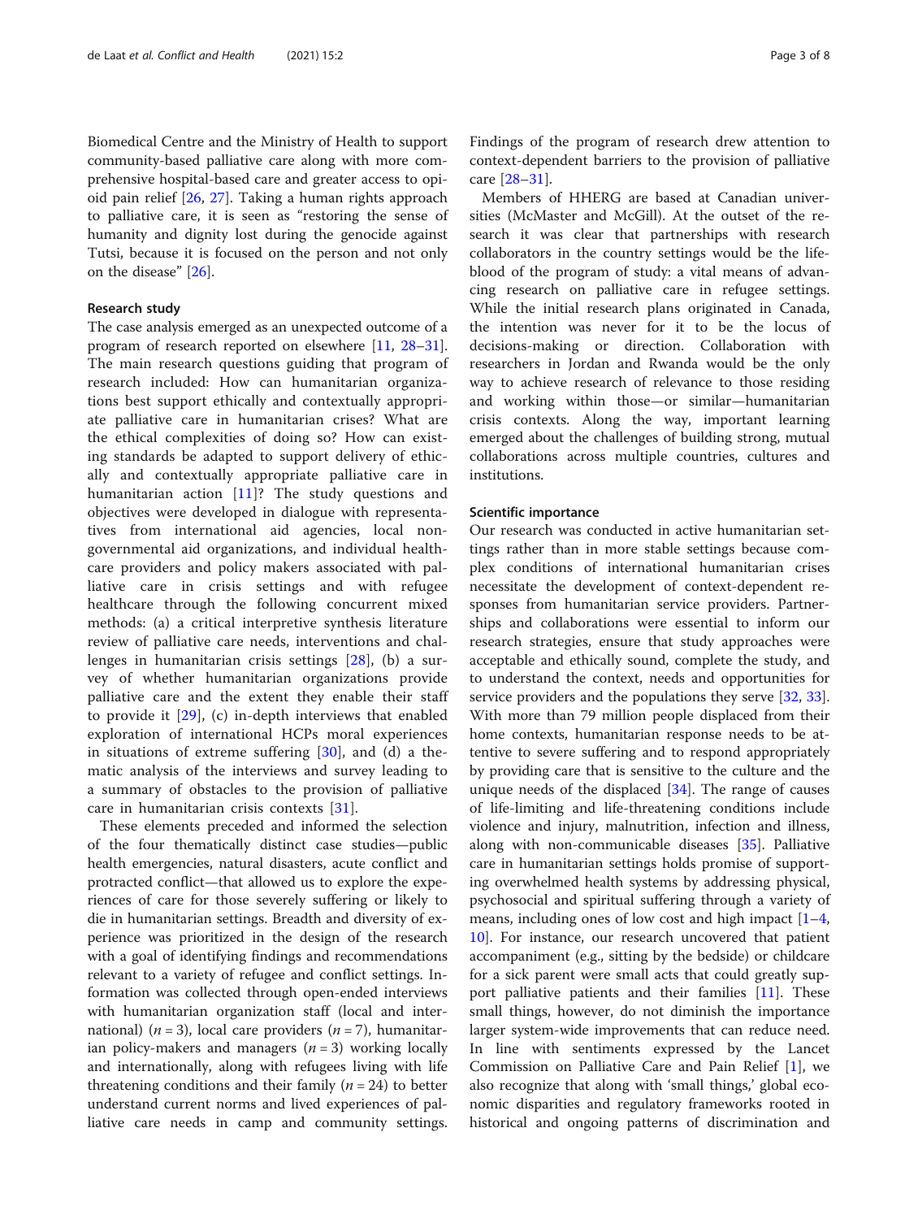Biomedical Centre and the Ministry of Health to support community-based palliative care along with more comprehensive hospital-based care and greater access to opioid pain relief [26, 27]. Taking a human rights approach to palliative care, it is seen as "restoring the sense of humanity and dignity lost during the genocide against Tutsi, because it is focused on the person and not only on the disease" [26].

### Research study

The case analysis emerged as an unexpected outcome of a program of research reported on elsewhere [11, 28–31]. The main research questions guiding that program of research included: How can humanitarian organizations best support ethically and contextually appropriate palliative care in humanitarian crises? What are the ethical complexities of doing so? How can existing standards be adapted to support delivery of ethically and contextually appropriate palliative care in humanitarian action [11]? The study questions and objectives were developed in dialogue with representatives from international aid agencies, local non-governmental aid organizations, and individual healthcare providers and policy makers associated with palliative care in crisis settings and with refugee healthcare through the following concurrent mixed methods: (a) a critical interpretive synthesis literature review of palliative care needs, interventions and challenges in humanitarian crisis settings [28], (b) a survey of whether humanitarian organizations provide palliative care and the extent they enable their staff to provide it [29], (c) in-depth interviews that enabled exploration of international HCPs moral experiences in situations of extreme suffering [30], and (d) a thematic analysis of the interviews and survey leading to a summary of obstacles to the provision of palliative care in humanitarian crisis contexts [31].

These elements preceded and informed the selection of the four thematically distinct case studies—public health emergencies, natural disasters, acute conflict and protracted conflict—that allowed us to explore the experiences of care for those severely suffering or likely to die in humanitarian settings. Breadth and diversity of experience was prioritized in the design of the research with a goal of identifying findings and recommendations relevant to a variety of refugee and conflict settings. Information was collected through open-ended interviews with humanitarian organization staff (local and international) ($n = 3$), local care providers ($n = 7$), humanitarian policy-makers and managers ($n = 3$) working locally and internationally, along with refugees living with life threatening conditions and their family ($n = 24$) to better understand current norms and lived experiences of palliative care needs in camp and community settings. Findings of the program of research drew attention to context-dependent barriers to the provision of palliative care [28–31].

Members of HHERG are based at Canadian universities (McMaster and McGill). At the outset of the research it was clear that partnerships with research collaborators in the country settings would be the lifeblood of the program of study: a vital means of advancing research on palliative care in refugee settings. While the initial research plans originated in Canada, the intention was never for it to be the locus of decisions-making or direction. Collaboration with researchers in Jordan and Rwanda would be the only way to achieve research of relevance to those residing and working within those—or similar—humanitarian crisis contexts. Along the way, important learning emerged about the challenges of building strong, mutual collaborations across multiple countries, cultures and institutions.

### Scientific importance

Our research was conducted in active humanitarian settings rather than in more stable settings because complex conditions of international humanitarian crises necessitate the development of context-dependent responses from humanitarian service providers. Partnerships and collaborations were essential to inform our research strategies, ensure that study approaches were acceptable and ethically sound, complete the study, and to understand the context, needs and opportunities for service providers and the populations they serve [32, 33]. With more than 79 million people displaced from their home contexts, humanitarian response needs to be attentive to severe suffering and to respond appropriately by providing care that is sensitive to the culture and the unique needs of the displaced [34]. The range of causes of life-limiting and life-threatening conditions include violence and injury, malnutrition, infection and illness, along with non-communicable diseases [35]. Palliative care in humanitarian settings holds promise of supporting overwhelmed health systems by addressing physical, psychosocial and spiritual suffering through a variety of means, including ones of low cost and high impact [1–4, 10]. For instance, our research uncovered that patient accompaniment (e.g., sitting by the bedside) or childcare for a sick parent were small acts that could greatly support palliative patients and their families [11]. These small things, however, do not diminish the importance larger system-wide improvements that can reduce need. In line with sentiments expressed by the Lancet Commission on Palliative Care and Pain Relief [1], we also recognize that along with 'small things,' global economic disparities and regulatory frameworks rooted in historical and ongoing patterns of discrimination and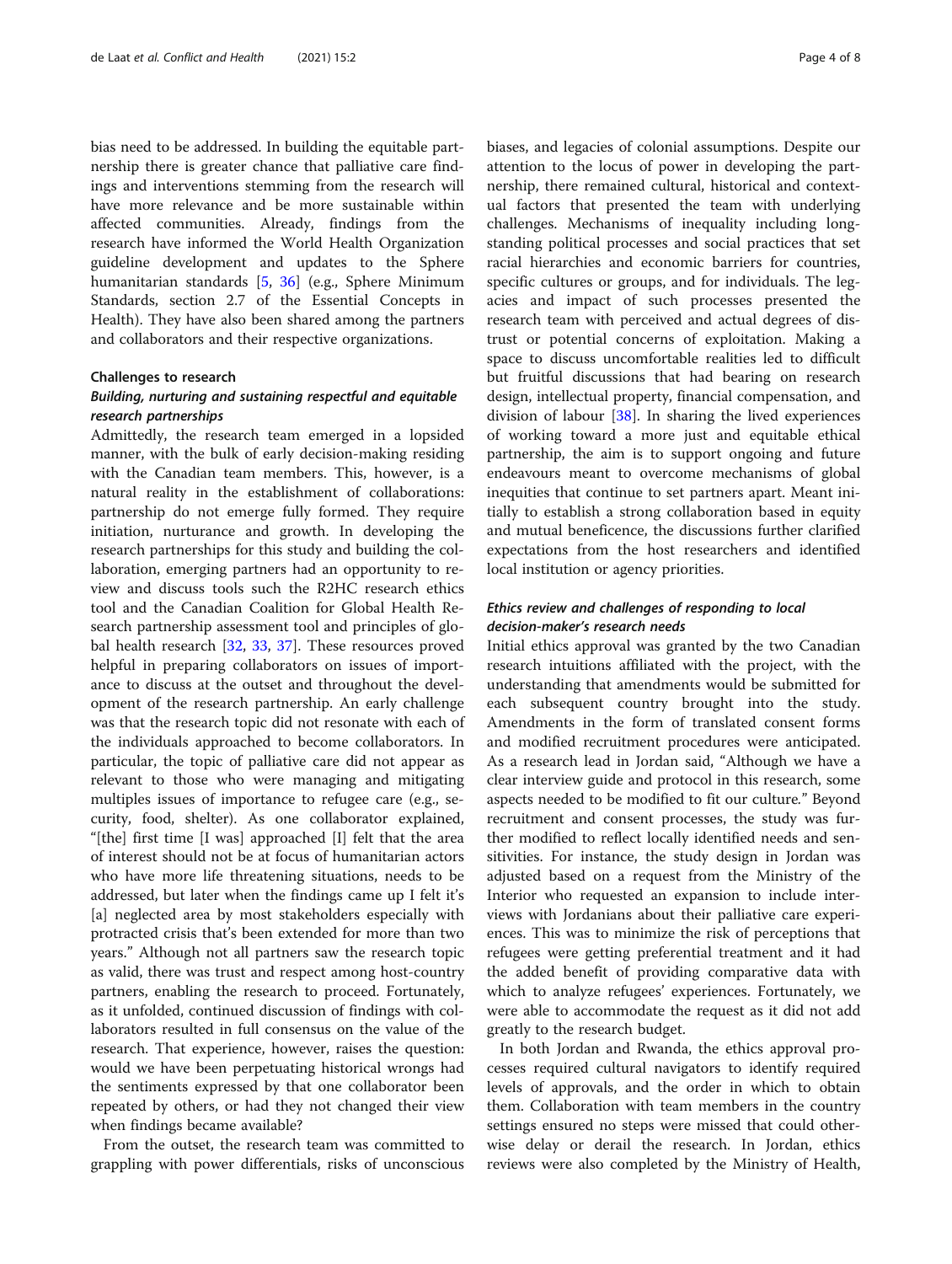bias need to be addressed. In building the equitable partnership there is greater chance that palliative care findings and interventions stemming from the research will have more relevance and be more sustainable within affected communities. Already, findings from the research have informed the World Health Organization guideline development and updates to the Sphere humanitarian standards [5, 36] (e.g., Sphere Minimum Standards, section 2.7 of the Essential Concepts in Health). They have also been shared among the partners and collaborators and their respective organizations.

## Challenges to research

### Building, nurturing and sustaining respectful and equitable research partnerships

Admittedly, the research team emerged in a lopsided manner, with the bulk of early decision-making residing with the Canadian team members. This, however, is a natural reality in the establishment of collaborations: partnership do not emerge fully formed. They require initiation, nurturance and growth. In developing the research partnerships for this study and building the collaboration, emerging partners had an opportunity to review and discuss tools such the R2HC research ethics tool and the Canadian Coalition for Global Health Research partnership assessment tool and principles of global health research [32, 33, 37]. These resources proved helpful in preparing collaborators on issues of importance to discuss at the outset and throughout the development of the research partnership. An early challenge was that the research topic did not resonate with each of the individuals approached to become collaborators. In particular, the topic of palliative care did not appear as relevant to those who were managing and mitigating multiples issues of importance to refugee care (e.g., security, food, shelter). As one collaborator explained, "[the] first time [I was] approached [I] felt that the area of interest should not be at focus of humanitarian actors who have more life threatening situations, needs to be addressed, but later when the findings came up I felt it's [a] neglected area by most stakeholders especially with protracted crisis that's been extended for more than two years." Although not all partners saw the research topic as valid, there was trust and respect among host-country partners, enabling the research to proceed. Fortunately, as it unfolded, continued discussion of findings with collaborators resulted in full consensus on the value of the research. That experience, however, raises the question: would we have been perpetuating historical wrongs had the sentiments expressed by that one collaborator been repeated by others, or had they not changed their view when findings became available?

From the outset, the research team was committed to grappling with power differentials, risks of unconscious biases, and legacies of colonial assumptions. Despite our attention to the locus of power in developing the partnership, there remained cultural, historical and contextual factors that presented the team with underlying challenges. Mechanisms of inequality including longstanding political processes and social practices that set racial hierarchies and economic barriers for countries, specific cultures or groups, and for individuals. The legacies and impact of such processes presented the research team with perceived and actual degrees of distrust or potential concerns of exploitation. Making a space to discuss uncomfortable realities led to difficult but fruitful discussions that had bearing on research design, intellectual property, financial compensation, and division of labour [38]. In sharing the lived experiences of working toward a more just and equitable ethical partnership, the aim is to support ongoing and future endeavours meant to overcome mechanisms of global inequities that continue to set partners apart. Meant initially to establish a strong collaboration based in equity and mutual beneficence, the discussions further clarified expectations from the host researchers and identified local institution or agency priorities.

### Ethics review and challenges of responding to local decision-maker's research needs

Initial ethics approval was granted by the two Canadian research intuitions affiliated with the project, with the understanding that amendments would be submitted for each subsequent country brought into the study. Amendments in the form of translated consent forms and modified recruitment procedures were anticipated. As a research lead in Jordan said, "Although we have a clear interview guide and protocol in this research, some aspects needed to be modified to fit our culture." Beyond recruitment and consent processes, the study was further modified to reflect locally identified needs and sensitivities. For instance, the study design in Jordan was adjusted based on a request from the Ministry of the Interior who requested an expansion to include interviews with Jordanians about their palliative care experiences. This was to minimize the risk of perceptions that refugees were getting preferential treatment and it had the added benefit of providing comparative data with which to analyze refugees' experiences. Fortunately, we were able to accommodate the request as it did not add greatly to the research budget.

In both Jordan and Rwanda, the ethics approval processes required cultural navigators to identify required levels of approvals, and the order in which to obtain them. Collaboration with team members in the country settings ensured no steps were missed that could otherwise delay or derail the research. In Jordan, ethics reviews were also completed by the Ministry of Health,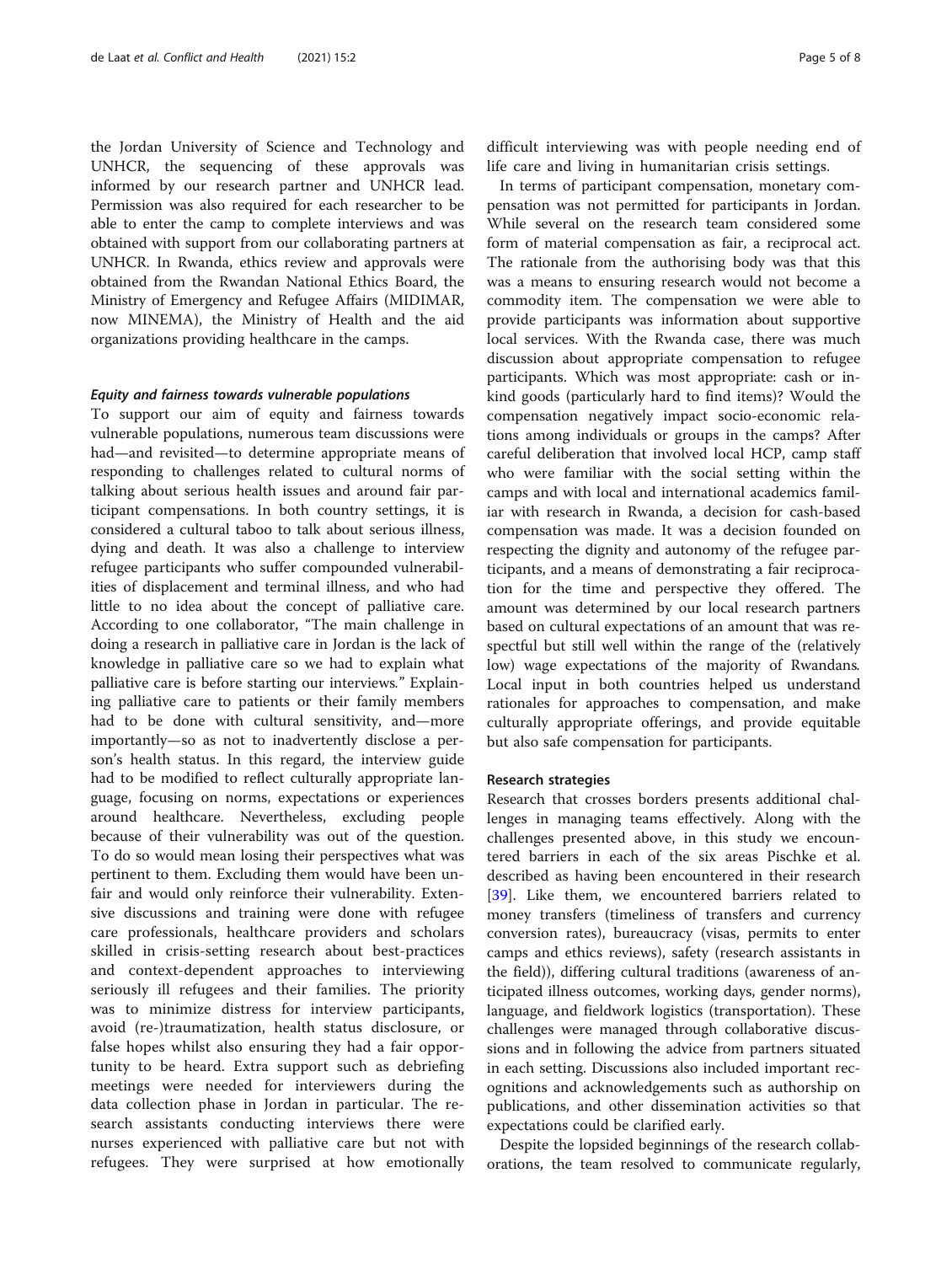the Jordan University of Science and Technology and UNHCR, the sequencing of these approvals was informed by our research partner and UNHCR lead. Permission was also required for each researcher to be able to enter the camp to complete interviews and was obtained with support from our collaborating partners at UNHCR. In Rwanda, ethics review and approvals were obtained from the Rwandan National Ethics Board, the Ministry of Emergency and Refugee Affairs (MIDIMAR, now MINEMA), the Ministry of Health and the aid organizations providing healthcare in the camps.

#### *Equity and fairness towards vulnerable populations*

To support our aim of equity and fairness towards vulnerable populations, numerous team discussions were had—and revisited—to determine appropriate means of responding to challenges related to cultural norms of talking about serious health issues and around fair participant compensations. In both country settings, it is considered a cultural taboo to talk about serious illness, dying and death. It was also a challenge to interview refugee participants who suffer compounded vulnerabilities of displacement and terminal illness, and who had little to no idea about the concept of palliative care. According to one collaborator, "The main challenge in doing a research in palliative care in Jordan is the lack of knowledge in palliative care so we had to explain what palliative care is before starting our interviews." Explaining palliative care to patients or their family members had to be done with cultural sensitivity, and—more importantly—so as not to inadvertently disclose a person's health status. In this regard, the interview guide had to be modified to reflect culturally appropriate language, focusing on norms, expectations or experiences around healthcare. Nevertheless, excluding people because of their vulnerability was out of the question. To do so would mean losing their perspectives what was pertinent to them. Excluding them would have been unfair and would only reinforce their vulnerability. Extensive discussions and training were done with refugee care professionals, healthcare providers and scholars skilled in crisis-setting research about best-practices and context-dependent approaches to interviewing seriously ill refugees and their families. The priority was to minimize distress for interview participants, avoid (re-)traumatization, health status disclosure, or false hopes whilst also ensuring they had a fair opportunity to be heard. Extra support such as debriefing meetings were needed for interviewers during the data collection phase in Jordan in particular. The research assistants conducting interviews there were nurses experienced with palliative care but not with refugees. They were surprised at how emotionally difficult interviewing was with people needing end of life care and living in humanitarian crisis settings.

In terms of participant compensation, monetary compensation was not permitted for participants in Jordan. While several on the research team considered some form of material compensation as fair, a reciprocal act. The rationale from the authorising body was that this was a means to ensuring research would not become a commodity item. The compensation we were able to provide participants was information about supportive local services. With the Rwanda case, there was much discussion about appropriate compensation to refugee participants. Which was most appropriate: cash or in-kind goods (particularly hard to find items)? Would the compensation negatively impact socio-economic relations among individuals or groups in the camps? After careful deliberation that involved local HCP, camp staff who were familiar with the social setting within the camps and with local and international academics familiar with research in Rwanda, a decision for cash-based compensation was made. It was a decision founded on respecting the dignity and autonomy of the refugee participants, and a means of demonstrating a fair reciprocation for the time and perspective they offered. The amount was determined by our local research partners based on cultural expectations of an amount that was respectful but still well within the range of the (relatively low) wage expectations of the majority of Rwandans. Local input in both countries helped us understand rationales for approaches to compensation, and make culturally appropriate offerings, and provide equitable but also safe compensation for participants.

### Research strategies

Research that crosses borders presents additional challenges in managing teams effectively. Along with the challenges presented above, in this study we encountered barriers in each of the six areas Pischke et al. described as having been encountered in their research [39]. Like them, we encountered barriers related to money transfers (timeliness of transfers and currency conversion rates), bureaucracy (visas, permits to enter camps and ethics reviews), safety (research assistants in the field)), differing cultural traditions (awareness of anticipated illness outcomes, working days, gender norms), language, and fieldwork logistics (transportation). These challenges were managed through collaborative discussions and in following the advice from partners situated in each setting. Discussions also included important recognitions and acknowledgements such as authorship on publications, and other dissemination activities so that expectations could be clarified early.

Despite the lopsided beginnings of the research collaborations, the team resolved to communicate regularly,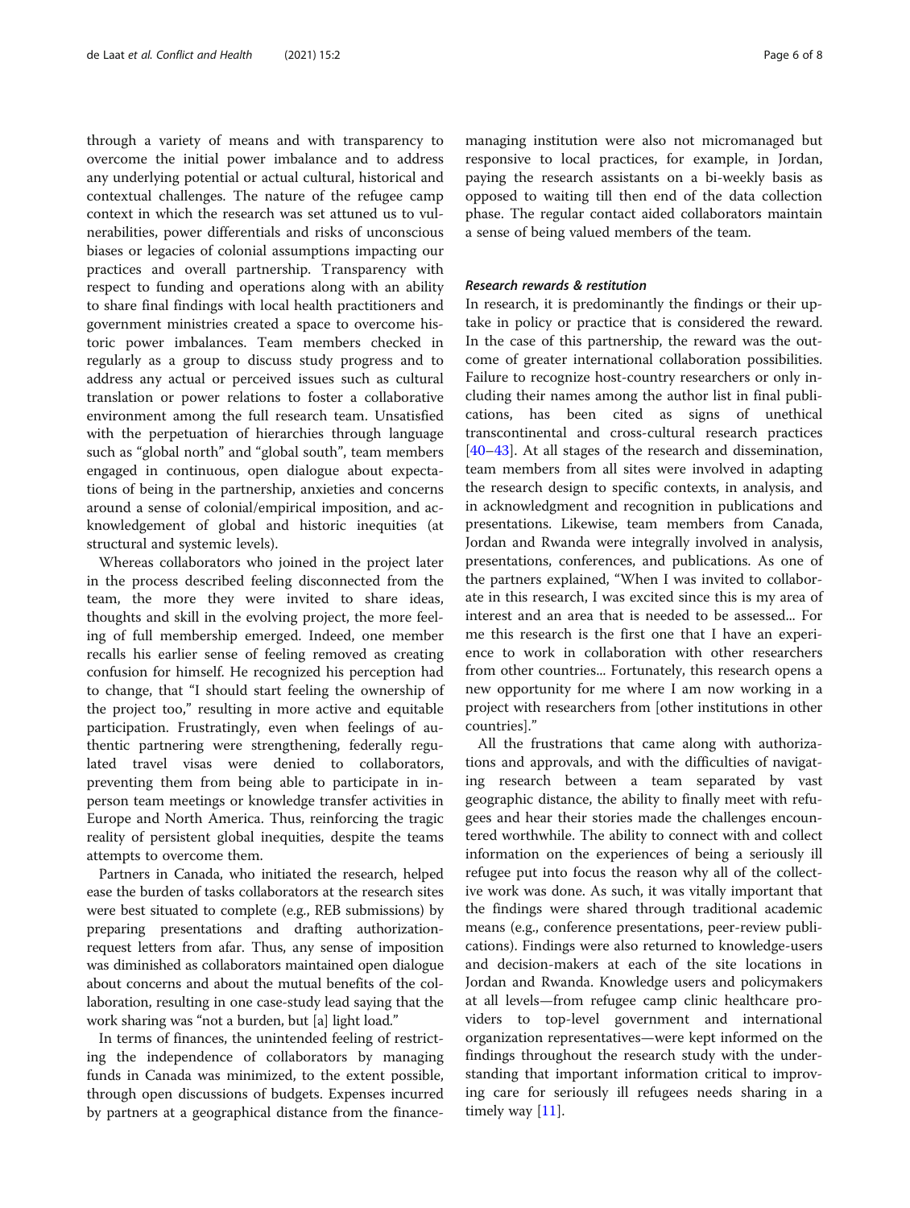through a variety of means and with transparency to overcome the initial power imbalance and to address any underlying potential or actual cultural, historical and contextual challenges. The nature of the refugee camp context in which the research was set attuned us to vulnerabilities, power differentials and risks of unconscious biases or legacies of colonial assumptions impacting our practices and overall partnership. Transparency with respect to funding and operations along with an ability to share final findings with local health practitioners and government ministries created a space to overcome historic power imbalances. Team members checked in regularly as a group to discuss study progress and to address any actual or perceived issues such as cultural translation or power relations to foster a collaborative environment among the full research team. Unsatisfied with the perpetuation of hierarchies through language such as "global north" and "global south", team members engaged in continuous, open dialogue about expectations of being in the partnership, anxieties and concerns around a sense of colonial/empirical imposition, and acknowledgement of global and historic inequities (at structural and systemic levels).

Whereas collaborators who joined in the project later in the process described feeling disconnected from the team, the more they were invited to share ideas, thoughts and skill in the evolving project, the more feeling of full membership emerged. Indeed, one member recalls his earlier sense of feeling removed as creating confusion for himself. He recognized his perception had to change, that "I should start feeling the ownership of the project too," resulting in more active and equitable participation. Frustratingly, even when feelings of authentic partnering were strengthening, federally regulated travel visas were denied to collaborators, preventing them from being able to participate in in-person team meetings or knowledge transfer activities in Europe and North America. Thus, reinforcing the tragic reality of persistent global inequities, despite the teams attempts to overcome them.

Partners in Canada, who initiated the research, helped ease the burden of tasks collaborators at the research sites were best situated to complete (e.g., REB submissions) by preparing presentations and drafting authorization-request letters from afar. Thus, any sense of imposition was diminished as collaborators maintained open dialogue about concerns and about the mutual benefits of the collaboration, resulting in one case-study lead saying that the work sharing was "not a burden, but [a] light load."

In terms of finances, the unintended feeling of restricting the independence of collaborators by managing funds in Canada was minimized, to the extent possible, through open discussions of budgets. Expenses incurred by partners at a geographical distance from the finance-managing institution were also not micromanaged but responsive to local practices, for example, in Jordan, paying the research assistants on a bi-weekly basis as opposed to waiting till then end of the data collection phase. The regular contact aided collaborators maintain a sense of being valued members of the team.

### *Research rewards & restitution*

In research, it is predominantly the findings or their uptake in policy or practice that is considered the reward. In the case of this partnership, the reward was the outcome of greater international collaboration possibilities. Failure to recognize host-country researchers or only including their names among the author list in final publications, has been cited as signs of unethical transcontinental and cross-cultural research practices [40–43]. At all stages of the research and dissemination, team members from all sites were involved in adapting the research design to specific contexts, in analysis, and in acknowledgment and recognition in publications and presentations. Likewise, team members from Canada, Jordan and Rwanda were integrally involved in analysis, presentations, conferences, and publications. As one of the partners explained, "When I was invited to collaborate in this research, I was excited since this is my area of interest and an area that is needed to be assessed... For me this research is the first one that I have an experience to work in collaboration with other researchers from other countries... Fortunately, this research opens a new opportunity for me where I am now working in a project with researchers from [other institutions in other countries]."

All the frustrations that came along with authorizations and approvals, and with the difficulties of navigating research between a team separated by vast geographic distance, the ability to finally meet with refugees and hear their stories made the challenges encountered worthwhile. The ability to connect with and collect information on the experiences of being a seriously ill refugee put into focus the reason why all of the collective work was done. As such, it was vitally important that the findings were shared through traditional academic means (e.g., conference presentations, peer-review publications). Findings were also returned to knowledge-users and decision-makers at each of the site locations in Jordan and Rwanda. Knowledge users and policymakers at all levels—from refugee camp clinic healthcare providers to top-level government and international organization representatives—were kept informed on the findings throughout the research study with the understanding that important information critical to improving care for seriously ill refugees needs sharing in a timely way [11].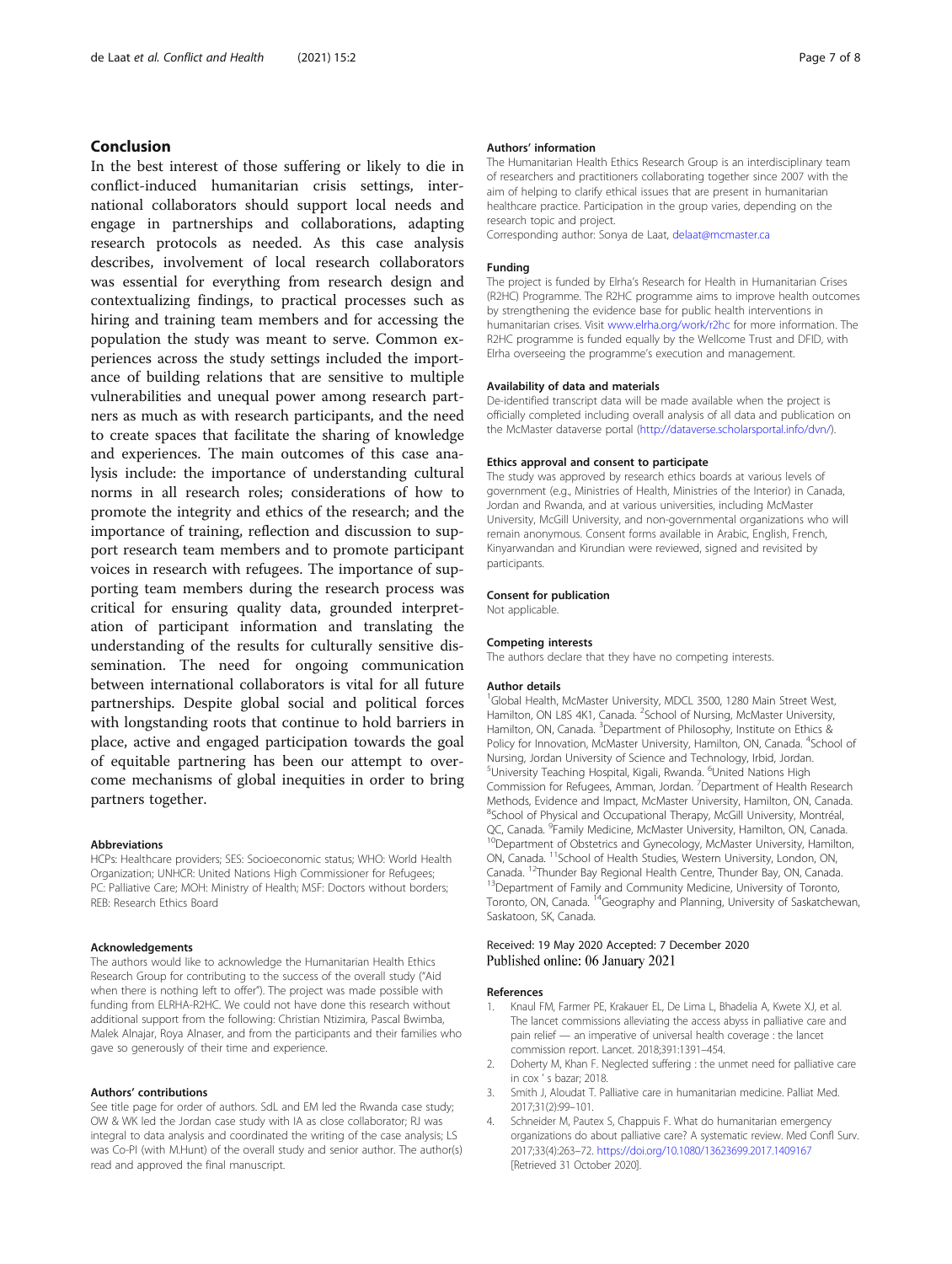## Conclusion

In the best interest of those suffering or likely to die in conflict-induced humanitarian crisis settings, international collaborators should support local needs and engage in partnerships and collaborations, adapting research protocols as needed. As this case analysis describes, involvement of local research collaborators was essential for everything from research design and contextualizing findings, to practical processes such as hiring and training team members and for accessing the population the study was meant to serve. Common experiences across the study settings included the importance of building relations that are sensitive to multiple vulnerabilities and unequal power among research partners as much as with research participants, and the need to create spaces that facilitate the sharing of knowledge and experiences. The main outcomes of this case analysis include: the importance of understanding cultural norms in all research roles; considerations of how to promote the integrity and ethics of the research; and the importance of training, reflection and discussion to support research team members and to promote participant voices in research with refugees. The importance of supporting team members during the research process was critical for ensuring quality data, grounded interpretation of participant information and translating the understanding of the results for culturally sensitive dissemination. The need for ongoing communication between international collaborators is vital for all future partnerships. Despite global social and political forces with longstanding roots that continue to hold barriers in place, active and engaged participation towards the goal of equitable partnering has been our attempt to overcome mechanisms of global inequities in order to bring partners together.

#### Abbreviations

HCPs: Healthcare providers; SES: Socioeconomic status; WHO: World Health Organization; UNHCR: United Nations High Commissioner for Refugees; PC: Palliative Care; MOH: Ministry of Health; MSF: Doctors without borders; REB: Research Ethics Board

#### Acknowledgements

The authors would like to acknowledge the Humanitarian Health Ethics Research Group for contributing to the success of the overall study ("Aid when there is nothing left to offer"). The project was made possible with funding from ELRHA-R2HC. We could not have done this research without additional support from the following: Christian Ntizimira, Pascal Bwimba, Malek Alnajar, Roya Alnaser, and from the participants and their families who gave so generously of their time and experience.

#### Authors' contributions

See title page for order of authors. SdL and EM led the Rwanda case study; OW & WK led the Jordan case study with IA as close collaborator; RJ was integral to data analysis and coordinated the writing of the case analysis; LS was Co-PI (with M.Hunt) of the overall study and senior author. The author(s) read and approved the final manuscript.

#### Authors' information

The Humanitarian Health Ethics Research Group is an interdisciplinary team of researchers and practitioners collaborating together since 2007 with the aim of helping to clarify ethical issues that are present in humanitarian healthcare practice. Participation in the group varies, depending on the research topic and project.

Corresponding author: Sonya de Laat, delaat@mcmaster.ca

#### Funding

The project is funded by Elrha's Research for Health in Humanitarian Crises (R2HC) Programme. The R2HC programme aims to improve health outcomes by strengthening the evidence base for public health interventions in humanitarian crises. Visit www.elrha.org/work/r2hc for more information. The R2HC programme is funded equally by the Wellcome Trust and DFID, with Elrha overseeing the programme's execution and management.

#### Availability of data and materials

De-identified transcript data will be made available when the project is officially completed including overall analysis of all data and publication on the McMaster dataverse portal (http://dataverse.scholarsportal.info/dvn/).

#### Ethics approval and consent to participate

The study was approved by research ethics boards at various levels of government (e.g., Ministries of Health, Ministries of the Interior) in Canada, Jordan and Rwanda, and at various universities, including McMaster University, McGill University, and non-governmental organizations who will remain anonymous. Consent forms available in Arabic, English, French, Kinyarwandan and Kirundian were reviewed, signed and revisited by participants.

#### Consent for publication

Not applicable.

#### Competing interests

The authors declare that they have no competing interests.

#### Author details

[1]Global Health, McMaster University, MDCL 3500, 1280 Main Street West, Hamilton, ON L8S 4K1, Canada. [2]School of Nursing, McMaster University, Hamilton, ON, Canada. [3]Department of Philosophy, Institute on Ethics & Policy for Innovation, McMaster University, Hamilton, ON, Canada. [4]School of Nursing, Jordan University of Science and Technology, Irbid, Jordan. [5]University Teaching Hospital, Kigali, Rwanda. [6]United Nations High Commission for Refugees, Amman, Jordan. [7]Department of Health Research Methods, Evidence and Impact, McMaster University, Hamilton, ON, Canada. [8]School of Physical and Occupational Therapy, McGill University, Montréal, QC, Canada. [9]Family Medicine, McMaster University, Hamilton, ON, Canada. [10]Department of Obstetrics and Gynecology, McMaster University, Hamilton, ON, Canada. [11]School of Health Studies, Western University, London, ON, Canada. [12]Thunder Bay Regional Health Centre, Thunder Bay, ON, Canada. [13]Department of Family and Community Medicine, University of Toronto, Toronto, ON, Canada. [14]Geography and Planning, University of Saskatchewan, Saskatoon, SK, Canada.

Received: 19 May 2020 Accepted: 7 December 2020
Published online: 06 January 2021

#### References

1. Knaul FM, Farmer PE, Krakauer EL, De Lima L, Bhadelia A, Kwete XJ, et al. The lancet commissions alleviating the access abyss in palliative care and pain relief — an imperative of universal health coverage : the lancet commission report. Lancet. 2018;391:1391–454.
2. Doherty M, Khan F. Neglected suffering : the unmet need for palliative care in cox ' s bazar; 2018.
3. Smith J, Aloudat T. Palliative care in humanitarian medicine. Palliat Med. 2017;31(2):99–101.
4. Schneider M, Pautex S, Chappuis F. What do humanitarian emergency organizations do about palliative care? A systematic review. Med Confl Surv. 2017;33(4):263–72. https://doi.org/10.1080/13623699.2017.1409167 [Retrieved 31 October 2020].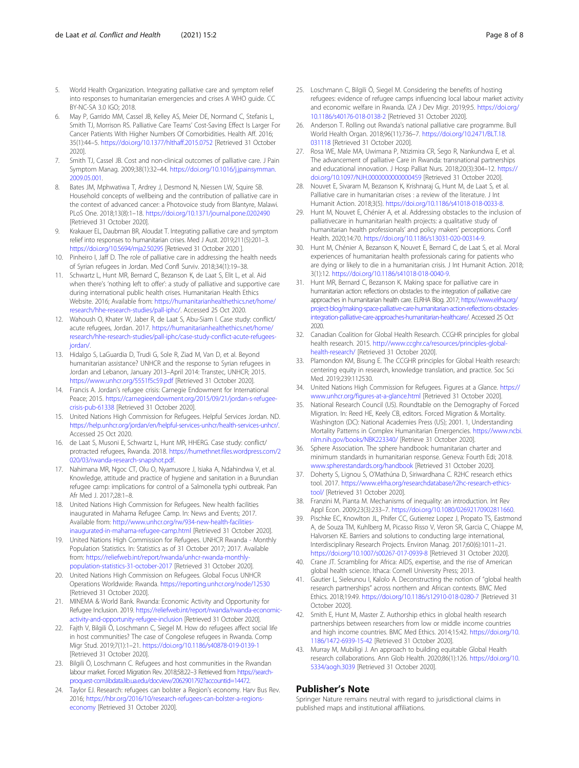5. World Health Organization. Integrating palliative care and symptom relief into responses to humanitarian emergencies and crises A WHO guide. CC BY-NC-SA 3.0 IGO; 2018.
6. May P, Garrido MM, Cassel JB, Kelley AS, Meier DE, Normand C, Stefanis L, Smith TJ, Morrison RS. Palliative Care Teams' Cost-Saving Effect Is Larger For Cancer Patients With Higher Numbers Of Comorbidities. Health Aff. 2016; 35(1):44–5. https://doi.org/10.1377/hlthaff.2015.0752 [Retrieved 31 October 2020].
7. Smith TJ, Cassel JB. Cost and non-clinical outcomes of palliative care. J Pain Symptom Manag. 2009;38(1):32–44. https://doi.org/10.1016/j.jpainsymman.2009.05.001.
8. Bates JM, Mphwatiwa T, Ardrey J, Desmond N, Niessen LW, Squire SB. Household concepts of wellbeing and the contribution of palliative care in the context of advanced cancer: a Photovoice study from Blantyre, Malawi. PLoS One. 2018;13(8):1–18. https://doi.org/10.1371/journal.pone.0202490 [Retrieved 31 October 2020].
9. Krakauer EL, Daubman BR, Aloudat T. Integrating palliative care and symptom relief into responses to humanitarian crises. Med J Aust. 2019;211(5):201–3. https://doi.org/10.5694/mja2.50295 [Retrieved 31 October 2020 ].
10. Pinheiro I, Jaff D. The role of palliative care in addressing the health needs of Syrian refugees in Jordan. Med Confl Surviv. 2018;34(1):19–38.
11. Schwartz L, Hunt MR, Bernard C, Bezanson K, de Laat S, Elit L, et al. Aid when there's 'nothing left to offer': a study of palliative and supportive care during international public health crises. Humanitarian Health Ethics Website. 2016; Available from: https://humanitarianhealthethics.net/home/research/hhe-research-studies/pall-iphc/. Accessed 25 Oct 2020.
12. Wahoush O, Khater W, Jaber R, de Laat S, Abu-Siam I. Case study: conflict/acute refugees, Jordan. 2017. https://humanitarianhealthethics.net/home/research/hhe-research-studies/pall-iphc/case-study-conflict-acute-refugees-jordan/.
13. Hidalgo S, LaGuardia D, Trudi G, Sole R, Ziad M, Van D, et al. Beyond humanitarian assistance? UNHCR and the response to Syrian refugees in Jordan and Lebanon, January 2013–April 2014: Transtec, UNHCR; 2015. https://www.unhcr.org/5551f5c59.pdf [Retrieved 31 October 2020].
14. Francis A. Jordan's refugee crisis: Carnegie Endowment for International Peace; 2015. https://carnegieendowment.org/2015/09/21/jordan-s-refugee-crisis-pub-61338 [Retrieved 31 October 2020].
15. United Nations High Commission for Refugees. Helpful Services Jordan. ND. https://help.unhcr.org/jordan/en/helpful-services-unhcr/health-services-unhcr/. Accessed 25 Oct 2020.
16. de Laat S, Musoni E, Schwartz L, Hunt MR, HHERG. Case study: conflict/protracted refugees, Rwanda. 2018. https://humethnet.files.wordpress.com/2020/03/rwanda-research-snapshot.pdf.
17. Nahimana MR, Ngoc CT, Olu O, Nyamusore J, Isiaka A, Ndahindwa V, et al. Knowledge, attitude and practice of hygiene and sanitation in a Burundian refugee camp: implications for control of a Salmonella typhi outbreak. Pan Afr Med J. 2017;28:1–8.
18. United Nations High Commission for Refugees. New health facilities inaugurated in Mahama Refugee Camp. In: News and Events; 2017. Available from: http://www.unhcr.org/rw/934-new-health-facilities-inaugurated-in-mahama-refugee-camp.html [Retrieved 31 October 2020].
19. United Nations High Commission for Refugees. UNHCR Rwanda - Monthly Population Statistics. In: Statistics as of 31 October 2017; 2017. Available from: https://reliefweb.int/report/rwanda/unhcr-rwanda-monthly-population-statistics-31-october-2017 [Retrieved 31 October 2020].
20. United Nations High Commission on Refugees. Global Focus UNHCR Operations Worldwide: Rwanda. https://reporting.unhcr.org/node/12530 [Retrieved 31 October 2020].
21. MINEMA & World Bank. Rwanda: Economic Activity and Opportunity for Refugee Inclusion. 2019. https://reliefweb.int/report/rwanda/rwanda-economic-activity-and-opportunity-refugee-inclusion [Retrieved 31 October 2020].
22. Fajth V, Bilgili Ö, Loschmann C, Siegel M. How do refugees affect social life in host communities? The case of Congolese refugees in Rwanda. Comp Migr Stud. 2019;7(1):1–21. https://doi.org/10.1186/s40878-019-0139-1 [Retrieved 31 October 2020].
23. Bilgili Ö, Loschmann C. Refugees and host communities in the Rwandan labour market. Forced Migration Rev. 2018;58:22–3 Retrieved from https://search-proquest-com.libdata.lib.ua.edu/docview/2062901792?accountid=14472.
24. Taylor EJ. Research: refugees can bolster a Region's economy. Harv Bus Rev. 2016; https://hbr.org/2016/10/research-refugees-can-bolster-a-regions-economy [Retrieved 31 October 2020].
25. Loschmann C, Bilgili Ö, Siegel M. Considering the benefits of hosting refugees: evidence of refugee camps influencing local labour market activity and economic welfare in Rwanda. IZA J Dev Migr. 2019;9:5. https://doi.org/10.1186/s40176-018-0138-2 [Retrieved 31 October 2020].
26. Anderson T. Rolling out Rwanda's national palliative care programme. Bull World Health Organ. 2018;96(11):736–7. https://doi.org/10.2471/BLT.18.031118 [Retrieved 31 October 2020].
27. Rosa WE, Male MA, Uwimana P, Ntizimira CR, Sego R, Nankundwa E, et al. The advancement of palliative Care in Rwanda: transnational partnerships and educational innovation. J Hosp Palliat Nurs. 2018;20(3):304–12. https://doi.org/10.1097/NJH.0000000000000459 [Retrieved 31 October 2020].
28. Nouvet E, Sivaram M, Bezanson K, Krishnaraj G, Hunt M, de Laat S, et al. Palliative care in humanitarian crises : a review of the literature. J Int Humanit Action. 2018;3(5). https://doi.org/10.1186/s41018-018-0033-8.
29. Hunt M, Nouvet E, Chénier A, et al. Addressing obstacles to the inclusion of palliativecare in humanitarian health projects: a qualitative study of humanitarian health professionals' and policy makers' perceptions. Confl Health. 2020;14:70. https://doi.org/10.1186/s13031-020-00314-9.
30. Hunt M, Chénier A, Bezanson K, Nouvet E, Bernard C, de Laat S, et al. Moral experiences of humanitarian health professionals caring for patients who are dying or likely to die in a humanitarian crisis. J Int Humanit Action. 2018; 3(1):12. https://doi.org/10.1186/s41018-018-0040-9.
31. Hunt MR, Bernard C, Bezanson K. Making space for palliative care in humanitarian action: reflections on obstacles to the integration of palliative care approaches in humanitarian health care. ELRHA Blog. 2017; https://www.elrha.org/project-blog/making-space-palliative-care-humanitarian-action-reflections-obstacles-integration-palliative-care-approaches-humanitarian-healthcare/. Accessed 25 Oct 2020.
32. Canadian Coalition for Global Health Research. CCGHR principles for global health research. 2015. http://www.ccghr.ca/resources/principles-global-health-research/ [Retrieved 31 October 2020].
33. Plamondon KM, Bisung E. The CCGHR principles for Global Health research: centering equity in research, knowledge translation, and practice. Soc Sci Med. 2019;239:112530.
34. United Nations High Commission for Refugees. Figures at a Glance. https://www.unhcr.org/figures-at-a-glance.html [Retrieved 31 October 2020].
35. National Research Council (US). Roundtable on the Demography of Forced Migration. In: Reed HE, Keely CB, editors. Forced Migration & Mortality. Washington (DC): National Academies Press (US); 2001. 1, Understanding Mortality Patterns in Complex Humanitarian Emergencies. https://www.ncbi.nlm.nih.gov/books/NBK223340/ [Retrieve 31 October 2020].
36. Sphere Association. The sphere handbook: humanitarian charter and minimum standards in humanitarian response. Geneva: Fourth Edi; 2018. www.spherestandards.org/handbook [Retrieved 31 October 2020].
37. Doherty S, Lignou S, O'Mathúna D, Siriwardhana C. R2HC research ethics tool. 2017. https://www.elrha.org/researchdatabase/r2hc-research-ethics-tool/ [Retrieved 31 October 2020].
38. Franzini M, Pianta M. Mechanisms of inequality: an introduction. Int Rev Appl Econ. 2009;23(3):233–7. https://doi.org/10.1080/02692170902811660.
39. Pischke EC, Knowlton JL, Phifer CC, Gutierrez Lopez J, Propato TS, Eastmond A, de Souza TM, Kuhlberg M, Picasso Risso V, Veron SR, Garcia C, Chiappe M, Halvorsen KE. Barriers and solutions to conducting large international, Interdisciplinary Research Projects. Environ Manag. 2017;60(6):1011–21. https://doi.org/10.1007/s00267-017-0939-8 [Retrieved 31 October 2020].
40. Crane JT. Scrambling for Africa: AIDS, expertise, and the rise of American global health science. Ithaca: Cornell University Press; 2013.
41. Gautier L, Sieleunou I, Kalolo A. Deconstructing the notion of "global health research partnerships" across northern and African contexts. BMC Med Ethics. 2018;19:49. https://doi.org/10.1186/s12910-018-0280-7 [Retrieved 31 October 2020].
42. Smith E, Hunt M, Master Z. Authorship ethics in global health research partnerships between researchers from low or middle income countries and high income countries. BMC Med Ethics. 2014;15:42. https://doi.org/10.1186/1472-6939-15-42 [Retrieved 31 October 2020].
43. Murray M, Mubiligi J. An approach to building equitable Global Health research collaborations. Ann Glob Health. 2020;86(1):126. https://doi.org/10.5334/aogh.3039 [Retrieved 31 October 2020].

## Publisher's Note

Springer Nature remains neutral with regard to jurisdictional claims in published maps and institutional affiliations.